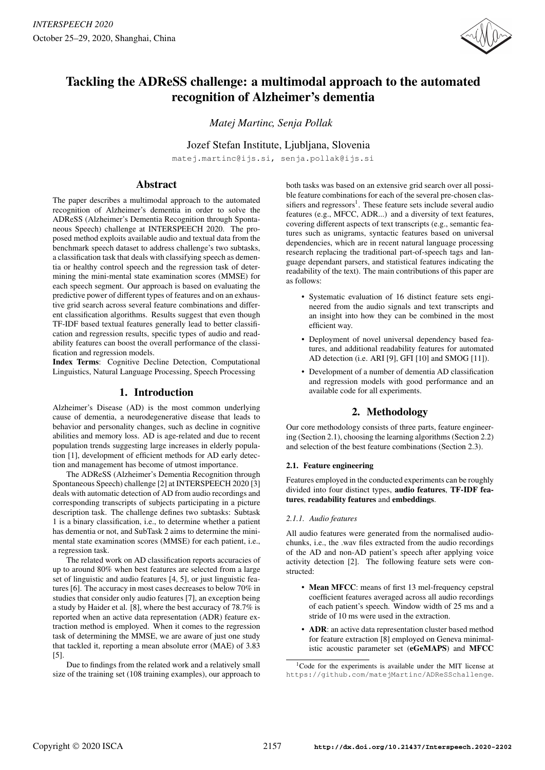# Tackling the ADReSS challenge: a multimodal approach to the automated recognition of Alzheimer's dementia

*Matej Martinc, Senja Pollak*

Jozef Stefan Institute, Ljubljana, Slovenia

matej.martinc@ijs.si, senja.pollak@ijs.si

## Abstract

The paper describes a multimodal approach to the automated recognition of Alzheimer's dementia in order to solve the ADReSS (Alzheimer's Dementia Recognition through Spontaneous Speech) challenge at INTERSPEECH 2020. The proposed method exploits available audio and textual data from the benchmark speech dataset to address challenge's two subtasks, a classification task that deals with classifying speech as dementia or healthy control speech and the regression task of determining the mini-mental state examination scores (MMSE) for each speech segment. Our approach is based on evaluating the predictive power of different types of features and on an exhaustive grid search across several feature combinations and different classification algorithms. Results suggest that even though TF-IDF based textual features generally lead to better classification and regression results, specific types of audio and readability features can boost the overall performance of the classification and regression models.

**Index Terms**: Cognitive Decline Detection, Computational Linguistics, Natural Language Processing, Speech Processing

## 1. Introduction

Alzheimer's Disease (AD) is the most common underlying cause of dementia, a neurodegenerative disease that leads to behavior and personality changes, such as decline in cognitive abilities and memory loss. AD is age-related and due to recent population trends suggesting large increases in elderly population [1], development of efficient methods for AD early detection and management has become of utmost importance.

The ADReSS (Alzheimer's Dementia Recognition through Spontaneous Speech) challenge [2] at INTERSPEECH 2020 [3] deals with automatic detection of AD from audio recordings and corresponding transcripts of subjects participating in a picture description task. The challenge defines two subtasks: Subtask 1 is a binary classification, i.e., to determine whether a patient has dementia or not, and SubTask 2 aims to determine the mini-mental state examination scores (MMSE) for each patient, i.e., a regression task.

The related work on AD classification reports accuracies of up to around 80% when best features are selected from a large set of linguistic and audio features [4, 5], or just linguistic features [6]. The accuracy in most cases decreases to below 70% in studies that consider only audio features [7], an exception being a study by Haider et al. [8], where the best accuracy of 78.7% is reported when an active data representation (ADR) feature extraction method is employed. When it comes to the regression task of determining the MMSE, we are aware of just one study that tackled it, reporting a mean absolute error (MAE) of 3.83 [5].

Due to findings from the related work and a relatively small size of the training set (108 training examples), our approach to both tasks was based on an extensive grid search over all possible feature combinations for each of the several pre-chosen classifiers and regressors[1]. These feature sets include several audio features (e.g., MFCC, ADR...) and a diversity of text features, covering different aspects of text transcripts (e.g., semantic features such as unigrams, syntactic features based on universal dependencies, which are in recent natural language processing research replacing the traditional part-of-speech tags and language dependant parsers, and statistical features indicating the readability of the text). The main contributions of this paper are as follows:

- Systematic evaluation of 16 distinct feature sets engineered from the audio signals and text transcripts and an insight into how they can be combined in the most efficient way.
- Deployment of novel universal dependency based features, and additional readability features for automated AD detection (i.e. ARI [9], GFI [10] and SMOG [11]).
- Development of a number of dementia AD classification and regression models with good performance and an available code for all experiments.

## 2. Methodology

Our core methodology consists of three parts, feature engineering (Section 2.1), choosing the learning algorithms (Section 2.2) and selection of the best feature combinations (Section 2.3).

### 2.1. Feature engineering

Features employed in the conducted experiments can be roughly divided into four distinct types, **audio features**, **TF-IDF features**, **readability features** and **embeddings**.

#### 2.1.1. Audio features

All audio features were generated from the normalised audio-chunks, i.e., the .wav files extracted from the audio recordings of the AD and non-AD patient's speech after applying voice activity detection [2]. The following feature sets were constructed:

- **Mean MFCC**: means of first 13 mel-frequency cepstral coefficient features averaged across all audio recordings of each patient's speech. Window width of 25 ms and a stride of 10 ms were used in the extraction.
- **ADR**: an active data representation cluster based method for feature extraction [8] employed on Geneva minimalistic acoustic parameter set (**eGeMAPS**) and **MFCC**

[1] Code for the experiments is available under the MIT license at https://github.com/matejMartinc/ADReSSchallenge.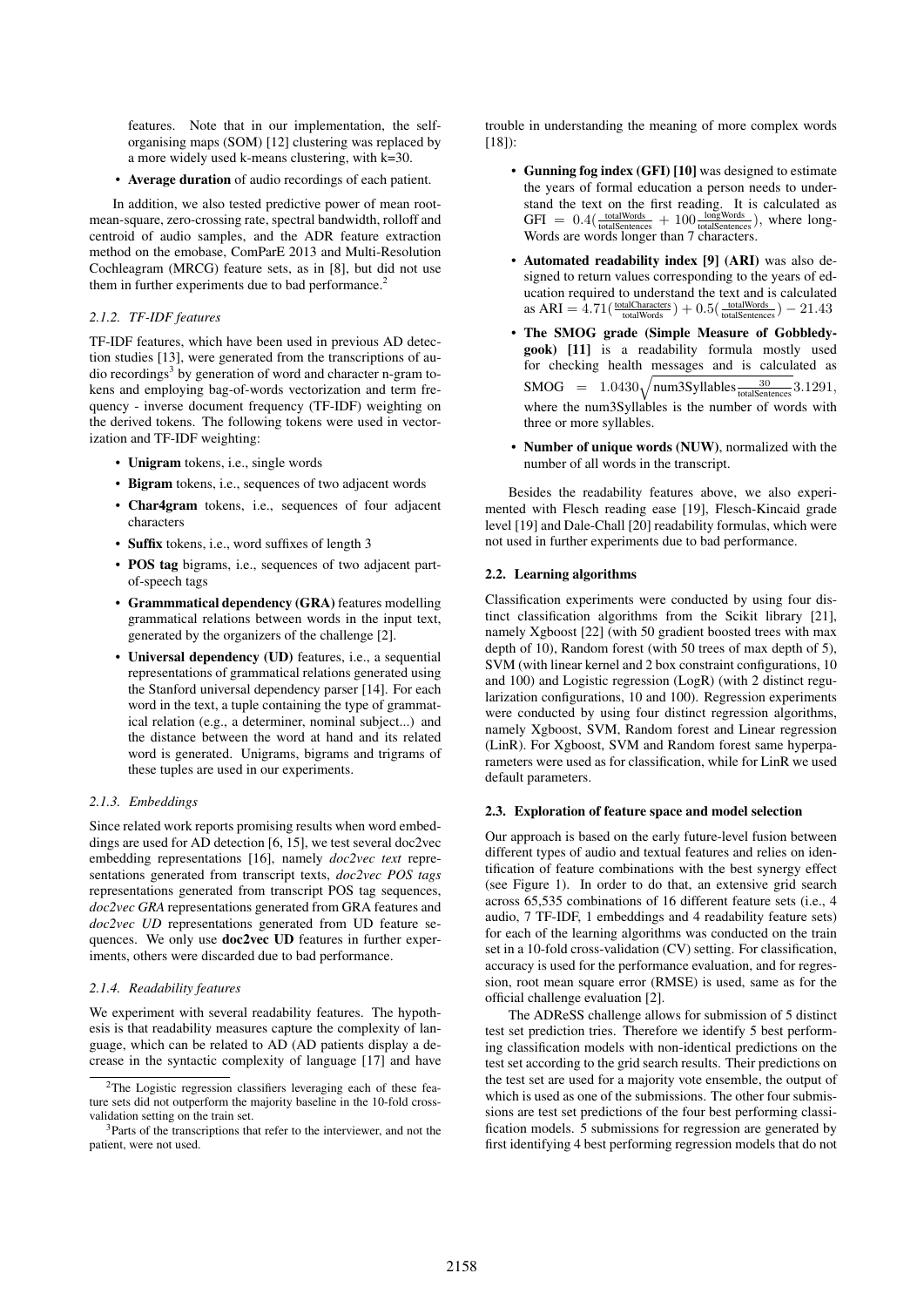features. Note that in our implementation, the self-organising maps (SOM) [12] clustering was replaced by a more widely used k-means clustering, with k=30.

- **Average duration** of audio recordings of each patient.

In addition, we also tested predictive power of mean root-mean-square, zero-crossing rate, spectral bandwidth, rolloff and centroid of audio samples, and the ADR feature extraction method on the emobase, ComParE 2013 and Multi-Resolution Cochleagram (MRCG) feature sets, as in [8], but did not use them in further experiments due to bad performance.[2]

#### 2.1.2. TF-IDF features

TF-IDF features, which have been used in previous AD detection studies [13], were generated from the transcriptions of audio recordings[3] by generation of word and character n-gram tokens and employing bag-of-words vectorization and term frequency - inverse document frequency (TF-IDF) weighting on the derived tokens. The following tokens were used in vectorization and TF-IDF weighting:

- **Unigram** tokens, i.e., single words
- **Bigram** tokens, i.e., sequences of two adjacent words
- **Char4gram** tokens, i.e., sequences of four adjacent characters
- **Suffix** tokens, i.e., word suffixes of length 3
- **POS tag** bigrams, i.e., sequences of two adjacent part-of-speech tags
- **Grammmatical dependency (GRA)** features modelling grammatical relations between words in the input text, generated by the organizers of the challenge [2].
- **Universal dependency (UD)** features, i.e., a sequential representations of grammatical relations generated using the Stanford universal dependency parser [14]. For each word in the text, a tuple containing the type of grammatical relation (e.g., a determiner, nominal subject...) and the distance between the word at hand and its related word is generated. Unigrams, bigrams and trigrams of these tuples are used in our experiments.

#### 2.1.3. Embeddings

Since related work reports promising results when word embeddings are used for AD detection [6, 15], we test several doc2vec embedding representations [16], namely *doc2vec text* representations generated from transcript texts, *doc2vec POS tags* representations generated from transcript POS tag sequences, *doc2vec GRA* representations generated from GRA features and *doc2vec UD* representations generated from UD feature sequences. We only use **doc2vec UD** features in further experiments, others were discarded due to bad performance.

#### 2.1.4. Readability features

We experiment with several readability features. The hypothesis is that readability measures capture the complexity of language, which can be related to AD (AD patients display a decrease in the syntactic complexity of language [17] and have trouble in understanding the meaning of more complex words [18]):

- **Gunning fog index (GFI) [10]** was designed to estimate the years of formal education a person needs to understand the text on the first reading. It is calculated as $\text{GFI} = 0.4(\frac{\text{totalWords}}{\text{totalSentences}} + 100\frac{\text{longWords}}{\text{totalSentences}})$, where longWords are words longer than 7 characters.
- **Automated readability index [9] (ARI)** was also designed to return values corresponding to the years of education required to understand the text and is calculated as $\text{ARI} = 4.71(\frac{\text{totalCharacters}}{\text{totalWords}}) + 0.5(\frac{\text{totalWords}}{\text{totalSentences}}) - 21.43$
- **The SMOG grade (Simple Measure of Gobbledygook) [11]** is a readability formula mostly used for checking health messages and is calculated as $\text{SMOG} = 1.0430\sqrt{\text{num3Syllables}\frac{30}{\text{totalSentences}}}3.1291$, where the num3Syllables is the number of words with three or more syllables.
- **Number of unique words (NUW)**, normalized with the number of all words in the transcript.

Besides the readability features above, we also experimented with Flesch reading ease [19], Flesch-Kincaid grade level [19] and Dale-Chall [20] readability formulas, which were not used in further experiments due to bad performance.

### 2.2. Learning algorithms

Classification experiments were conducted by using four distinct classification algorithms from the Scikit library [21], namely Xgboost [22] (with 50 gradient boosted trees with max depth of 10), Random forest (with 50 trees of max depth of 5), SVM (with linear kernel and 2 box constraint configurations, 10 and 100) and Logistic regression (LogR) (with 2 distinct regularization configurations, 10 and 100). Regression experiments were conducted by using four distinct regression algorithms, namely Xgboost, SVM, Random forest and Linear regression (LinR). For Xgboost, SVM and Random forest same hyperparameters were used as for classification, while for LinR we used default parameters.

### 2.3. Exploration of feature space and model selection

Our approach is based on the early future-level fusion between different types of audio and textual features and relies on identification of feature combinations with the best synergy effect (see Figure 1). In order to do that, an extensive grid search across 65,535 combinations of 16 different feature sets (i.e., 4 audio, 7 TF-IDF, 1 embeddings and 4 readability feature sets) for each of the learning algorithms was conducted on the train set in a 10-fold cross-validation (CV) setting. For classification, accuracy is used for the performance evaluation, and for regression, root mean square error (RMSE) is used, same as for the official challenge evaluation [2].

The ADReSS challenge allows for submission of 5 distinct test set prediction tries. Therefore we identify 5 best performing classification models with non-identical predictions on the test set according to the grid search results. Their predictions on the test set are used for a majority vote ensemble, the output of which is used as one of the submissions. The other four submissions are test set predictions of the four best performing classification models. 5 submissions for regression are generated by first identifying 4 best performing regression models that do not

[2] The Logistic regression classifiers leveraging each of these feature sets did not outperform the majority baseline in the 10-fold cross-validation setting on the train set.

[3] Parts of the transcriptions that refer to the interviewer, and not the patient, were not used.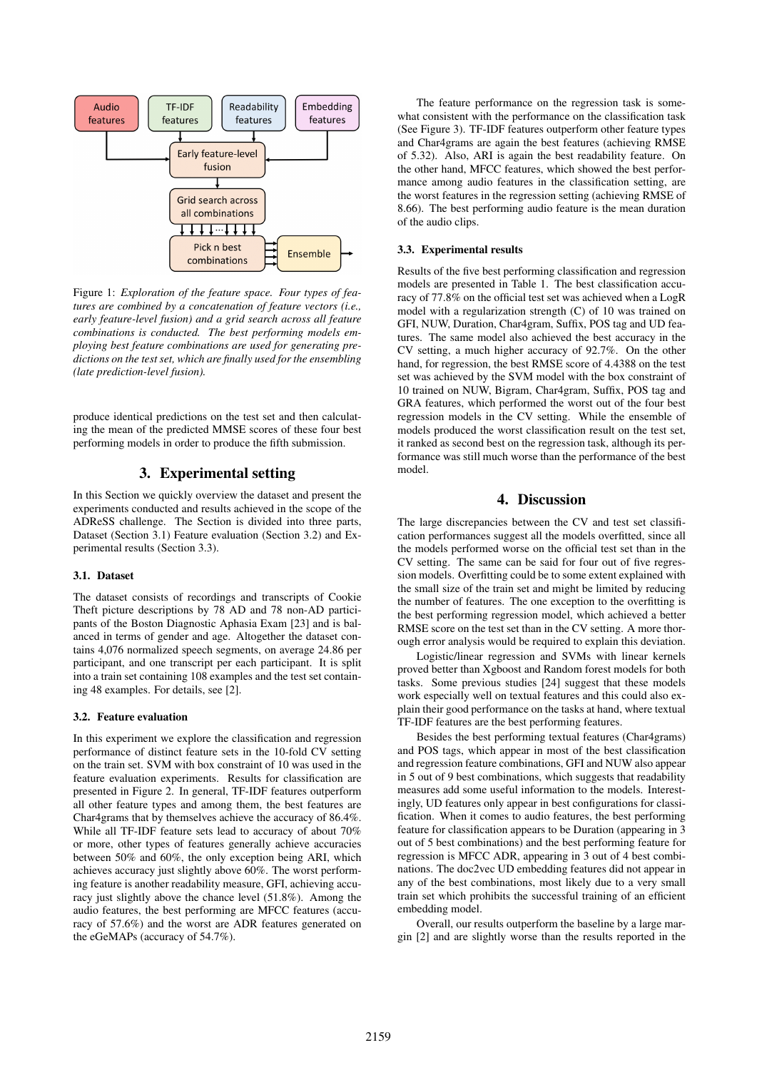Figure 1: *Exploration of the feature space. Four types of features are combined by a concatenation of feature vectors (i.e., early feature-level fusion) and a grid search across all feature combinations is conducted. The best performing models employing best feature combinations are used for generating predictions on the test set, which are finally used for the ensembling (late prediction-level fusion).*

produce identical predictions on the test set and then calculating the mean of the predicted MMSE scores of these four best performing models in order to produce the fifth submission.

## 3. Experimental setting

In this Section we quickly overview the dataset and present the experiments conducted and results achieved in the scope of the ADReSS challenge. The Section is divided into three parts, Dataset (Section 3.1) Feature evaluation (Section 3.2) and Experimental results (Section 3.3).

### 3.1. Dataset

The dataset consists of recordings and transcripts of Cookie Theft picture descriptions by 78 AD and 78 non-AD participants of the Boston Diagnostic Aphasia Exam [23] and is balanced in terms of gender and age. Altogether the dataset contains 4,076 normalized speech segments, on average 24.86 per participant, and one transcript per each participant. It is split into a train set containing 108 examples and the test set containing 48 examples. For details, see [2].

### 3.2. Feature evaluation

In this experiment we explore the classification and regression performance of distinct feature sets in the 10-fold CV setting on the train set. SVM with box constraint of 10 was used in the feature evaluation experiments. Results for classification are presented in Figure 2. In general, TF-IDF features outperform all other feature types and among them, the best features are Char4grams that by themselves achieve the accuracy of 86.4%. While all TF-IDF feature sets lead to accuracy of about 70% or more, other types of features generally achieve accuracies between 50% and 60%, the only exception being ARI, which achieves accuracy just slightly above 60%. The worst performing feature is another readability measure, GFI, achieving accuracy just slightly above the chance level (51.8%). Among the audio features, the best performing are MFCC features (accuracy of 57.6%) and the worst are ADR features generated on the eGeMAPs (accuracy of 54.7%).

The feature performance on the regression task is somewhat consistent with the performance on the classification task (See Figure 3). TF-IDF features outperform other feature types and Char4grams are again the best features (achieving RMSE of 5.32). Also, ARI is again the best readability feature. On the other hand, MFCC features, which showed the best performance among audio features in the classification setting, are the worst features in the regression setting (achieving RMSE of 8.66). The best performing audio feature is the mean duration of the audio clips.

### 3.3. Experimental results

Results of the five best performing classification and regression models are presented in Table 1. The best classification accuracy of 77.8% on the official test set was achieved when a LogR model with a regularization strength (C) of 10 was trained on GFI, NUW, Duration, Char4gram, Suffix, POS tag and UD features. The same model also achieved the best accuracy in the CV setting, a much higher accuracy of 92.7%. On the other hand, for regression, the best RMSE score of 4.4388 on the test set was achieved by the SVM model with the box constraint of 10 trained on NUW, Bigram, Char4gram, Suffix, POS tag and GRA features, which performed the worst out of the four best regression models in the CV setting. While the ensemble of models produced the worst classification result on the test set, it ranked as second best on the regression task, although its performance was still much worse than the performance of the best model.

## 4. Discussion

The large discrepancies between the CV and test set classification performances suggest all the models overfitted, since all the models performed worse on the official test set than in the CV setting. The same can be said for four out of five regression models. Overfitting could be to some extent explained with the small size of the train set and might be limited by reducing the number of features. The one exception to the overfitting is the best performing regression model, which achieved a better RMSE score on the test set than in the CV setting. A more thorough error analysis would be required to explain this deviation.

Logistic/linear regression and SVMs with linear kernels proved better than Xgboost and Random forest models for both tasks. Some previous studies [24] suggest that these models work especially well on textual features and this could also explain their good performance on the tasks at hand, where textual TF-IDF features are the best performing features.

Besides the best performing textual features (Char4grams) and POS tags, which appear in most of the best classification and regression feature combinations, GFI and NUW also appear in 5 out of 9 best combinations, which suggests that readability measures add some useful information to the models. Interestingly, UD features only appear in best configurations for classification. When it comes to audio features, the best performing feature for classification appears to be Duration (appearing in 3 out of 5 best combinations) and the best performing feature for regression is MFCC ADR, appearing in 3 out of 4 best combinations. The doc2vec UD embedding features did not appear in any of the best combinations, most likely due to a very small train set which prohibits the successful training of an efficient embedding model.

Overall, our results outperform the baseline by a large margin [2] and are slightly worse than the results reported in the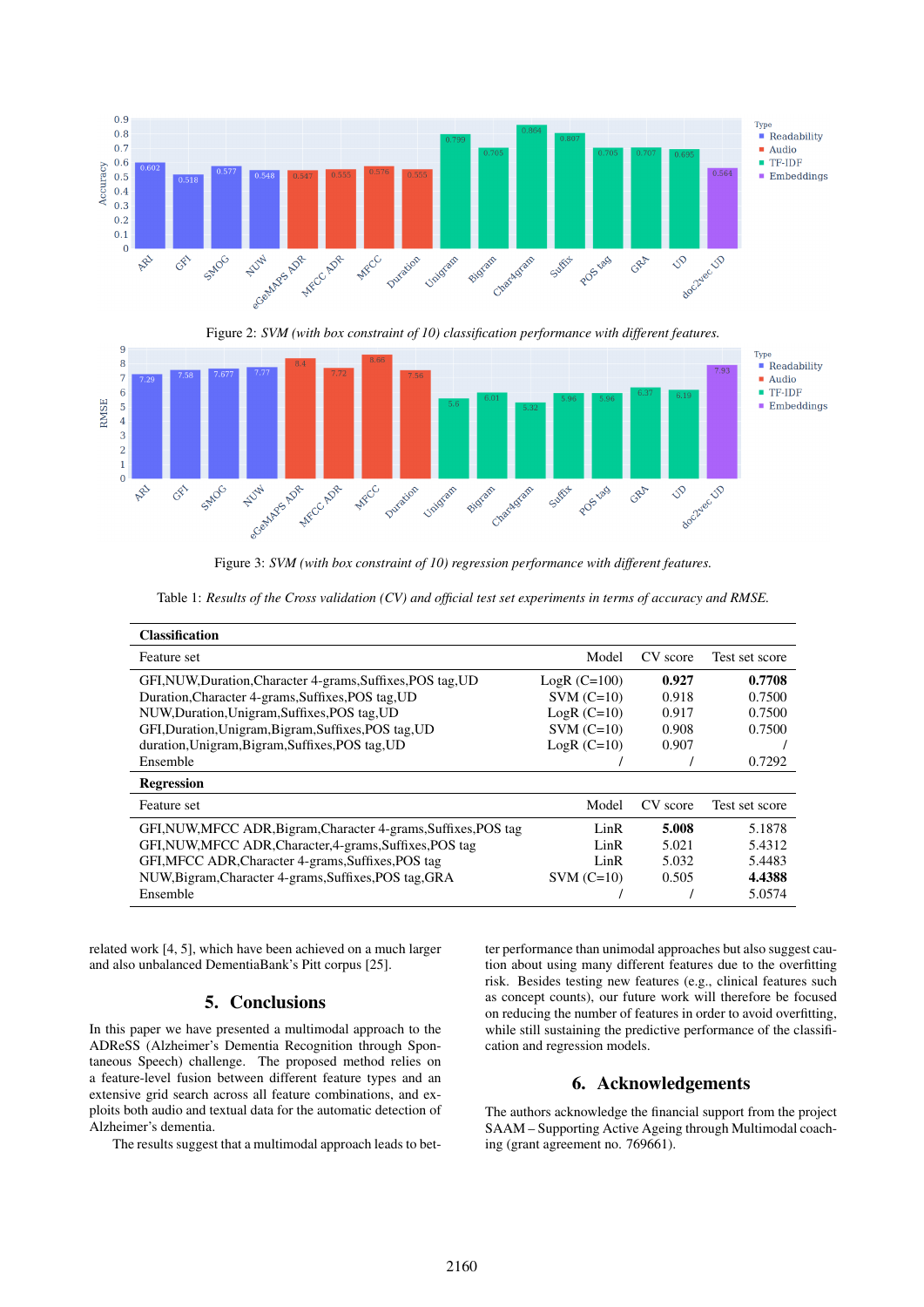Figure 2: *SVM (with box constraint of 10) classification performance with different features.*

Figure 3: *SVM (with box constraint of 10) regression performance with different features.*

Table 1: *Results of the Cross validation (CV) and official test set experiments in terms of accuracy and RMSE.*

| **Classification** | | | |
|---|---|---|---|
| Feature set | Model | CV score | Test set score |
| GFI,NUW,Duration,Character 4-grams,Suffixes,POS tag,UD | LogR (C=100) | **0.927** | **0.7708** |
| Duration,Character 4-grams,Suffixes,POS tag,UD | SVM (C=10) | 0.918 | 0.7500 |
| NUW,Duration,Unigram,Suffixes,POS tag,UD | LogR (C=10) | 0.917 | 0.7500 |
| GFI,Duration,Unigram,Bigram,Suffixes,POS tag,UD | SVM (C=10) | 0.908 | 0.7500 |
| duration,Unigram,Bigram,Suffixes,POS tag,UD | LogR (C=10) | 0.907 | / |
| Ensemble | / | / | 0.7292 |
| **Regression** | | | |
| Feature set | Model | CV score | Test set score |
| GFI,NUW,MFCC ADR,Bigram,Character 4-grams,Suffixes,POS tag | LinR | **5.008** | 5.1878 |
| GFI,NUW,MFCC ADR,Character,4-grams,Suffixes,POS tag | LinR | 5.021 | 5.4312 |
| GFI,MFCC ADR,Character 4-grams,Suffixes,POS tag | LinR | 5.032 | 5.4483 |
| NUW,Bigram,Character 4-grams,Suffixes,POS tag,GRA | SVM (C=10) | 0.505 | **4.4388** |
| Ensemble | / | / | 5.0574 |

related work [4, 5], which have been achieved on a much larger and also unbalanced DementiaBank's Pitt corpus [25].

## 5. Conclusions

In this paper we have presented a multimodal approach to the ADReSS (Alzheimer's Dementia Recognition through Spontaneous Speech) challenge. The proposed method relies on a feature-level fusion between different feature types and an extensive grid search across all feature combinations, and exploits both audio and textual data for the automatic detection of Alzheimer's dementia.

The results suggest that a multimodal approach leads to better performance than unimodal approaches but also suggest caution about using many different features due to the overfitting risk. Besides testing new features (e.g., clinical features such as concept counts), our future work will therefore be focused on reducing the number of features in order to avoid overfitting, while still sustaining the predictive performance of the classification and regression models.

## 6. Acknowledgements

The authors acknowledge the financial support from the project SAAM – Supporting Active Ageing through Multimodal coaching (grant agreement no. 769661).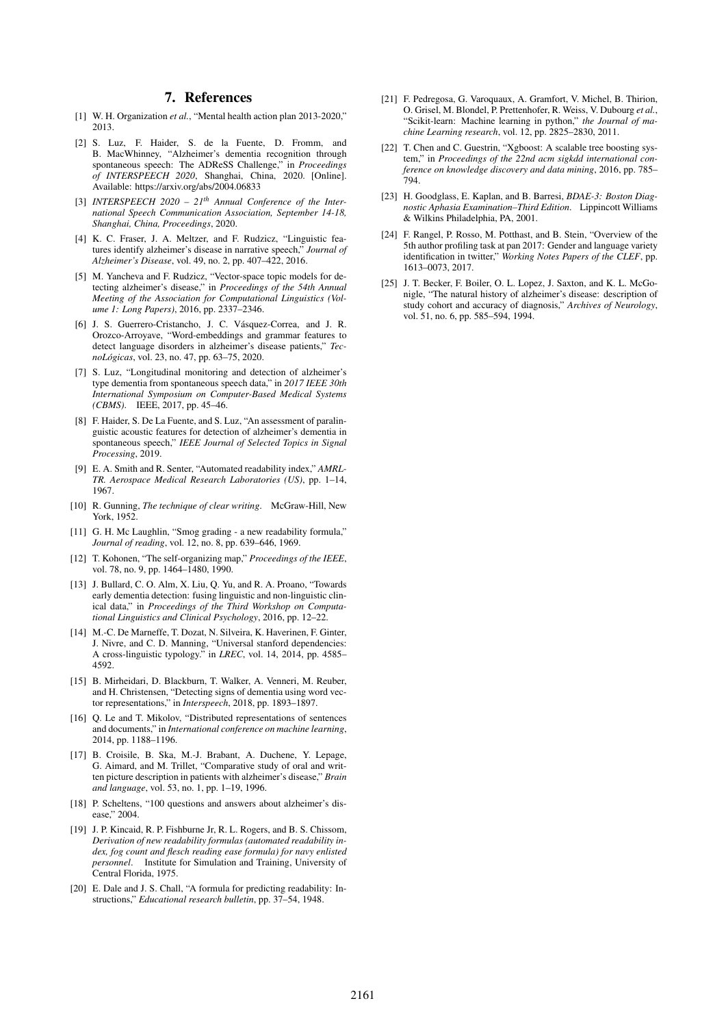## 7. References

[1] W. H. Organization *et al.*, "Mental health action plan 2013-2020," 2013.

[2] S. Luz, F. Haider, S. de la Fuente, D. Fromm, and B. MacWhinney, "Alzheimer's dementia recognition through spontaneous speech: The ADReSS Challenge," in *Proceedings of INTERSPEECH 2020*, Shanghai, China, 2020. [Online]. Available: https://arxiv.org/abs/2004.06833

[3] *INTERSPEECH 2020 – 21th Annual Conference of the International Speech Communication Association, September 14-18, Shanghai, China, Proceedings*, 2020.

[4] K. C. Fraser, J. A. Meltzer, and F. Rudzicz, "Linguistic features identify alzheimer's disease in narrative speech," *Journal of Alzheimer's Disease*, vol. 49, no. 2, pp. 407–422, 2016.

[5] M. Yancheva and F. Rudzicz, "Vector-space topic models for detecting alzheimer's disease," in *Proceedings of the 54th Annual Meeting of the Association for Computational Linguistics (Volume 1: Long Papers)*, 2016, pp. 2337–2346.

[6] J. S. Guerrero-Cristancho, J. C. Vásquez-Correa, and J. R. Orozco-Arroyave, "Word-embeddings and grammar features to detect language disorders in alzheimer's disease patients," *TecnoLógicas*, vol. 23, no. 47, pp. 63–75, 2020.

[7] S. Luz, "Longitudinal monitoring and detection of alzheimer's type dementia from spontaneous speech data," in *2017 IEEE 30th International Symposium on Computer-Based Medical Systems (CBMS)*. IEEE, 2017, pp. 45–46.

[8] F. Haider, S. De La Fuente, and S. Luz, "An assessment of paralinguistic acoustic features for detection of alzheimer's dementia in spontaneous speech," *IEEE Journal of Selected Topics in Signal Processing*, 2019.

[9] E. A. Smith and R. Senter, "Automated readability index," *AMRL-TR. Aerospace Medical Research Laboratories (US)*, pp. 1–14, 1967.

[10] R. Gunning, *The technique of clear writing*. McGraw-Hill, New York, 1952.

[11] G. H. Mc Laughlin, "Smog grading - a new readability formula," *Journal of reading*, vol. 12, no. 8, pp. 639–646, 1969.

[12] T. Kohonen, "The self-organizing map," *Proceedings of the IEEE*, vol. 78, no. 9, pp. 1464–1480, 1990.

[13] J. Bullard, C. O. Alm, X. Liu, Q. Yu, and R. A. Proano, "Towards early dementia detection: fusing linguistic and non-linguistic clinical data," in *Proceedings of the Third Workshop on Computational Linguistics and Clinical Psychology*, 2016, pp. 12–22.

[14] M.-C. De Marneffe, T. Dozat, N. Silveira, K. Haverinen, F. Ginter, J. Nivre, and C. D. Manning, "Universal stanford dependencies: A cross-linguistic typology." in *LREC*, vol. 14, 2014, pp. 4585–4592.

[15] B. Mirheidari, D. Blackburn, T. Walker, A. Venneri, M. Reuber, and H. Christensen, "Detecting signs of dementia using word vector representations," in *Interspeech*, 2018, pp. 1893–1897.

[16] Q. Le and T. Mikolov, "Distributed representations of sentences and documents," in *International conference on machine learning*, 2014, pp. 1188–1196.

[17] B. Croisile, B. Ska, M.-J. Brabant, A. Duchene, Y. Lepage, G. Aimard, and M. Trillet, "Comparative study of oral and written picture description in patients with alzheimer's disease," *Brain and language*, vol. 53, no. 1, pp. 1–19, 1996.

[18] P. Scheltens, "100 questions and answers about alzheimer's disease," 2004.

[19] J. P. Kincaid, R. P. Fishburne Jr, R. L. Rogers, and B. S. Chissom, *Derivation of new readability formulas (automated readability index, fog count and flesch reading ease formula) for navy enlisted personnel*. Institute for Simulation and Training, University of Central Florida, 1975.

[20] E. Dale and J. S. Chall, "A formula for predicting readability: Instructions," *Educational research bulletin*, pp. 37–54, 1948.

[21] F. Pedregosa, G. Varoquaux, A. Gramfort, V. Michel, B. Thirion, O. Grisel, M. Blondel, P. Prettenhofer, R. Weiss, V. Dubourg *et al.*, "Scikit-learn: Machine learning in python," *the Journal of machine Learning research*, vol. 12, pp. 2825–2830, 2011.

[22] T. Chen and C. Guestrin, "Xgboost: A scalable tree boosting system," in *Proceedings of the 22nd acm sigkdd international conference on knowledge discovery and data mining*, 2016, pp. 785–794.

[23] H. Goodglass, E. Kaplan, and B. Barresi, *BDAE-3: Boston Diagnostic Aphasia Examination–Third Edition*. Lippincott Williams & Wilkins Philadelphia, PA, 2001.

[24] F. Rangel, P. Rosso, M. Potthast, and B. Stein, "Overview of the 5th author profiling task at pan 2017: Gender and language variety identification in twitter," *Working Notes Papers of the CLEF*, pp. 1613–0073, 2017.

[25] J. T. Becker, F. Boiler, O. L. Lopez, J. Saxton, and K. L. McGonigle, "The natural history of alzheimer's disease: description of study cohort and accuracy of diagnosis," *Archives of Neurology*, vol. 51, no. 6, pp. 585–594, 1994.